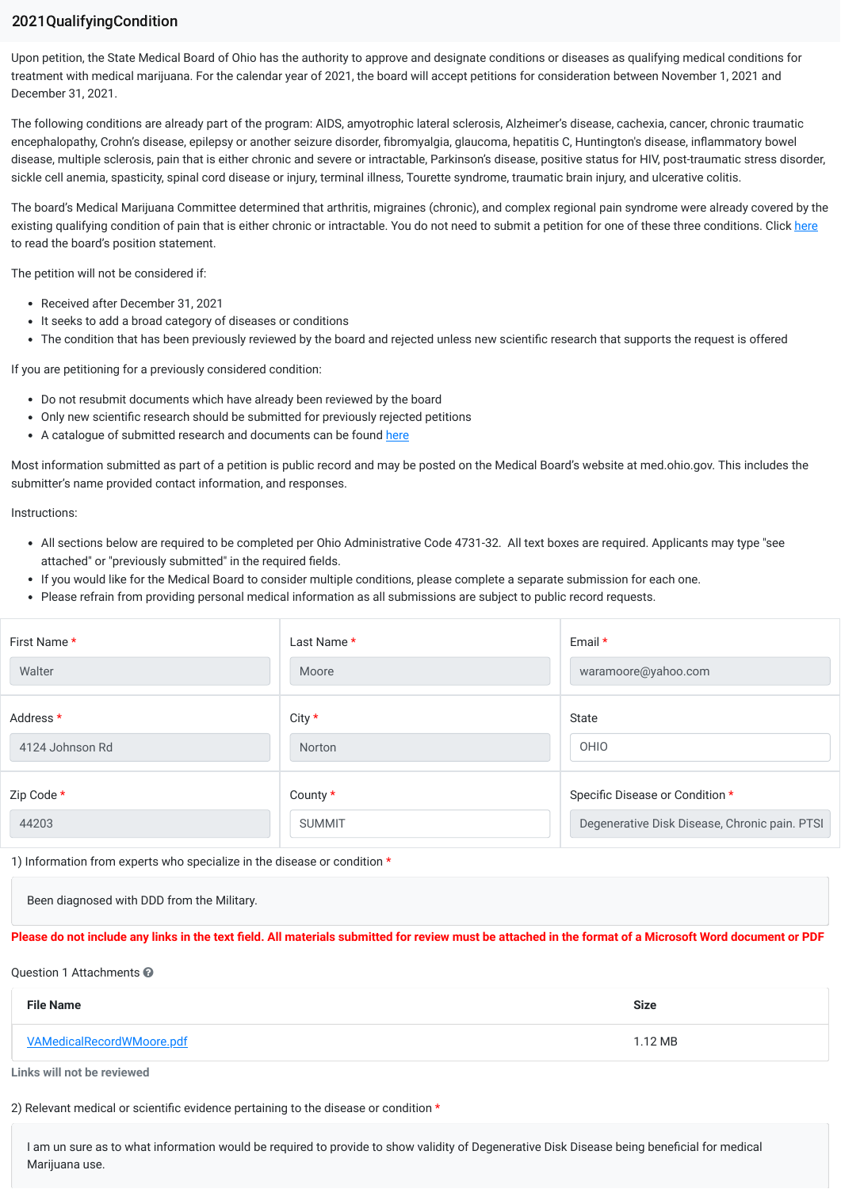# 2021QualifyingCondition

Upon petition, the State Medical Board of Ohio has the authority to approve and designate conditions or diseases as qualifying medical conditions for treatment with medical marijuana. For the calendar year of 2021, the board will accept petitions for consideration between November 1, 2021 and December 31, 2021.

The following conditions are already part of the program: AIDS, amyotrophic lateral sclerosis, Alzheimer's disease, cachexia, cancer, chronic traumatic encephalopathy, Crohn's disease, epilepsy or another seizure disorder, fibromyalgia, glaucoma, hepatitis C, Huntington's disease, inflammatory bowel disease, multiple sclerosis, pain that is either chronic and severe or intractable, Parkinson's disease, positive status for HIV, post-traumatic stress disorder, sickle cell anemia, spasticity, spinal cord disease or injury, terminal illness, Tourette syndrome, traumatic brain injury, and ulcerative colitis.

The board's Medical Marijuana Committee determined that arthritis, migraines (chronic), and complex regional pain syndrome were already covered by the existing qualifying condition of pain that is either chronic or intractable. You do not need to submit a petition for one of these three conditions. Click here to read the board's position statement.

The petition will not be considered if:

- Received after December 31, 2021
- It seeks to add a broad category of diseases or conditions
- The condition that has been previously reviewed by the board and rejected unless new scientific research that supports the request is offered

If you are petitioning for a previously considered condition:

- Do not resubmit documents which have already been reviewed by the board
- Only new scientific research should be submitted for previously rejected petitions
- A catalogue of submitted research and documents can be found here

Most information submitted as part of a petition is public record and may be posted on the Medical Board's website at med.ohio.gov. This includes the submitter's name provided contact information, and responses.

Instructions:

- All sections below are required to be completed per Ohio Administrative Code 4731-32. All text boxes are required. Applicants may type "see attached" or "previously submitted" in the required fields.
- If you would like for the Medical Board to consider multiple conditions, please complete a separate submission for each one.
- Please refrain from providing personal medical information as all submissions are subject to public record requests.

| First Name * | Last Name * | Email * |
|---|---|---|
| Walter | Moore | waramoore@yahoo.com |
| **Address *** | **City *** | **State** |
| 4124 Johnson Rd | Norton | OHIO |
| **Zip Code *** | **County *** | **Specific Disease or Condition *** |
| 44203 | SUMMIT | Degenerative Disk Disease, Chronic pain. PTSI |

1) Information from experts who specialize in the disease or condition *

Been diagnosed with DDD from the Military.

**Please do not include any links in the text field. All materials submitted for review must be attached in the format of a Microsoft Word document or PDF**

Question 1 Attachments

| File Name | Size |
|---|---|
| VAMedicalRecordWMoore.pdf | 1.12 MB |

Links will not be reviewed

2) Relevant medical or scientific evidence pertaining to the disease or condition *

I am un sure as to what information would be required to provide to show validity of Degenerative Disk Disease being beneficial for medical Marijuana use.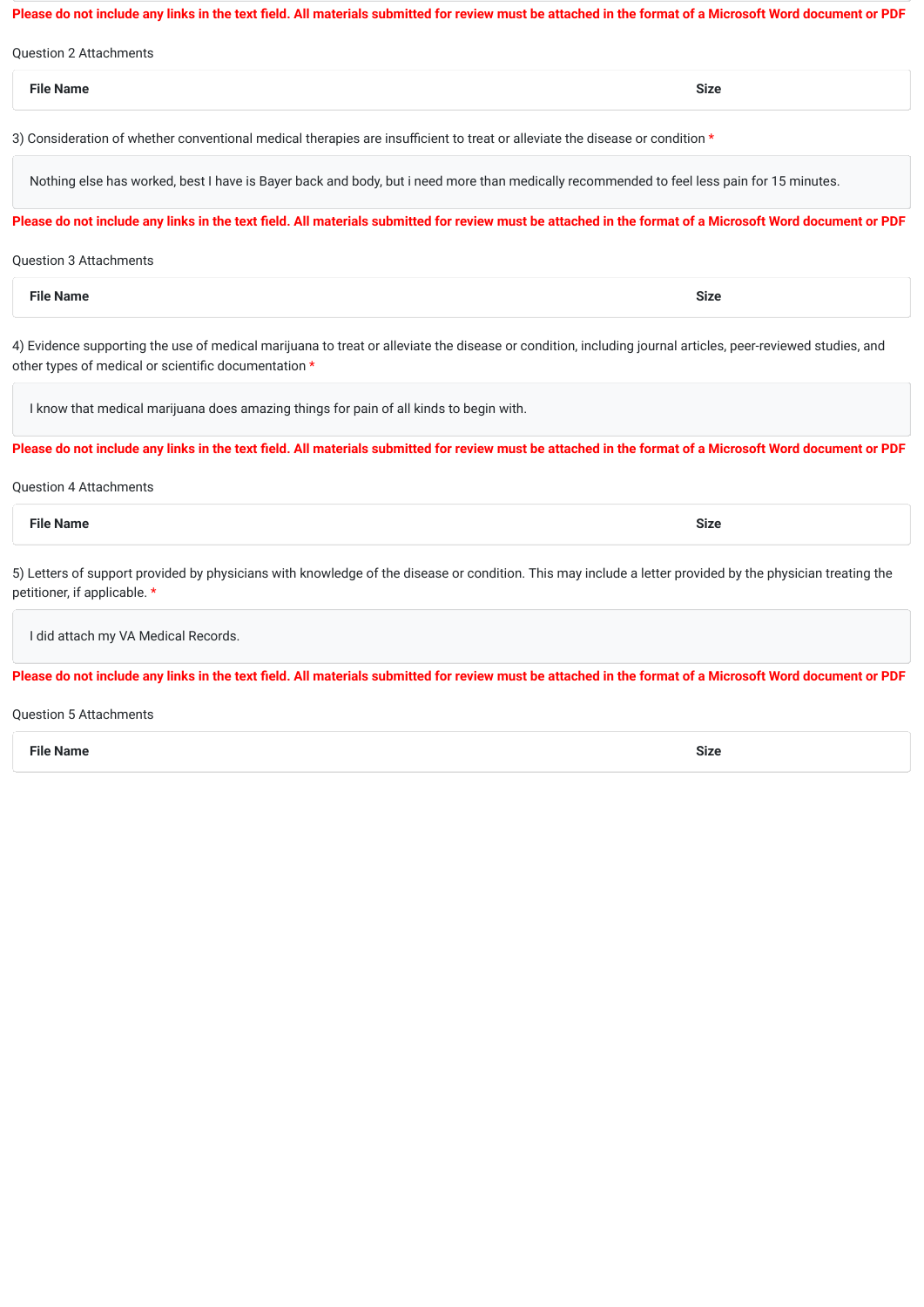**Please do not include any links in the text field. All materials submitted for review must be attached in the format of a Microsoft Word document or PDF**

Question 2 Attachments

| File Name | Size |
| --- | --- |

3) Consideration of whether conventional medical therapies are insufficient to treat or alleviate the disease or condition *

Nothing else has worked, best I have is Bayer back and body, but i need more than medically recommended to feel less pain for 15 minutes.

**Please do not include any links in the text field. All materials submitted for review must be attached in the format of a Microsoft Word document or PDF**

Question 3 Attachments

| File Name | Size |
| --- | --- |

4) Evidence supporting the use of medical marijuana to treat or alleviate the disease or condition, including journal articles, peer-reviewed studies, and other types of medical or scientific documentation *

I know that medical marijuana does amazing things for pain of all kinds to begin with.

**Please do not include any links in the text field. All materials submitted for review must be attached in the format of a Microsoft Word document or PDF**

Question 4 Attachments

| File Name | Size |
| --- | --- |

5) Letters of support provided by physicians with knowledge of the disease or condition. This may include a letter provided by the physician treating the petitioner, if applicable. *

I did attach my VA Medical Records.

**Please do not include any links in the text field. All materials submitted for review must be attached in the format of a Microsoft Word document or PDF**

Question 5 Attachments

| File Name | Size |
| --- | --- |